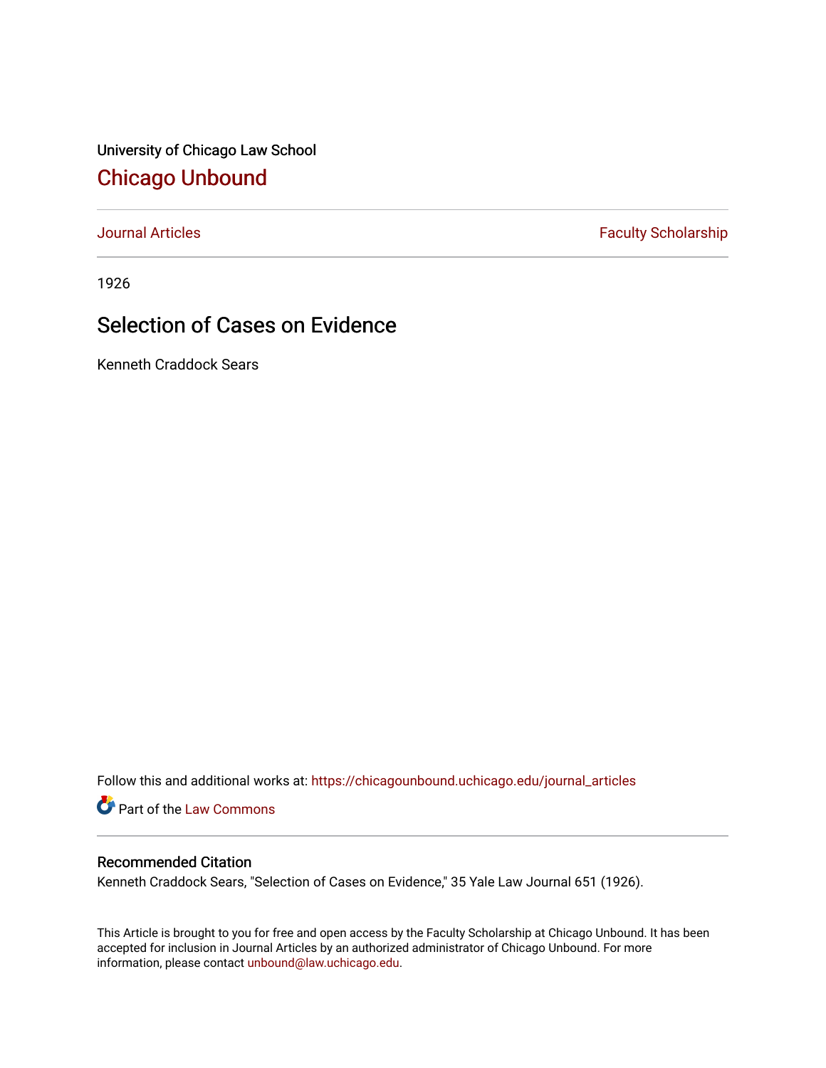University of Chicago Law School

## Chicago Unbound

Journal Articles | Faculty Scholarship

1926

# Selection of Cases on Evidence

Kenneth Craddock Sears

Follow this and additional works at: https://chicagounbound.uchicago.edu/journal_articles

Part of the Law Commons

### Recommended Citation

Kenneth Craddock Sears, "Selection of Cases on Evidence," 35 Yale Law Journal 651 (1926).

This Article is brought to you for free and open access by the Faculty Scholarship at Chicago Unbound. It has been accepted for inclusion in Journal Articles by an authorized administrator of Chicago Unbound. For more information, please contact unbound@law.uchicago.edu.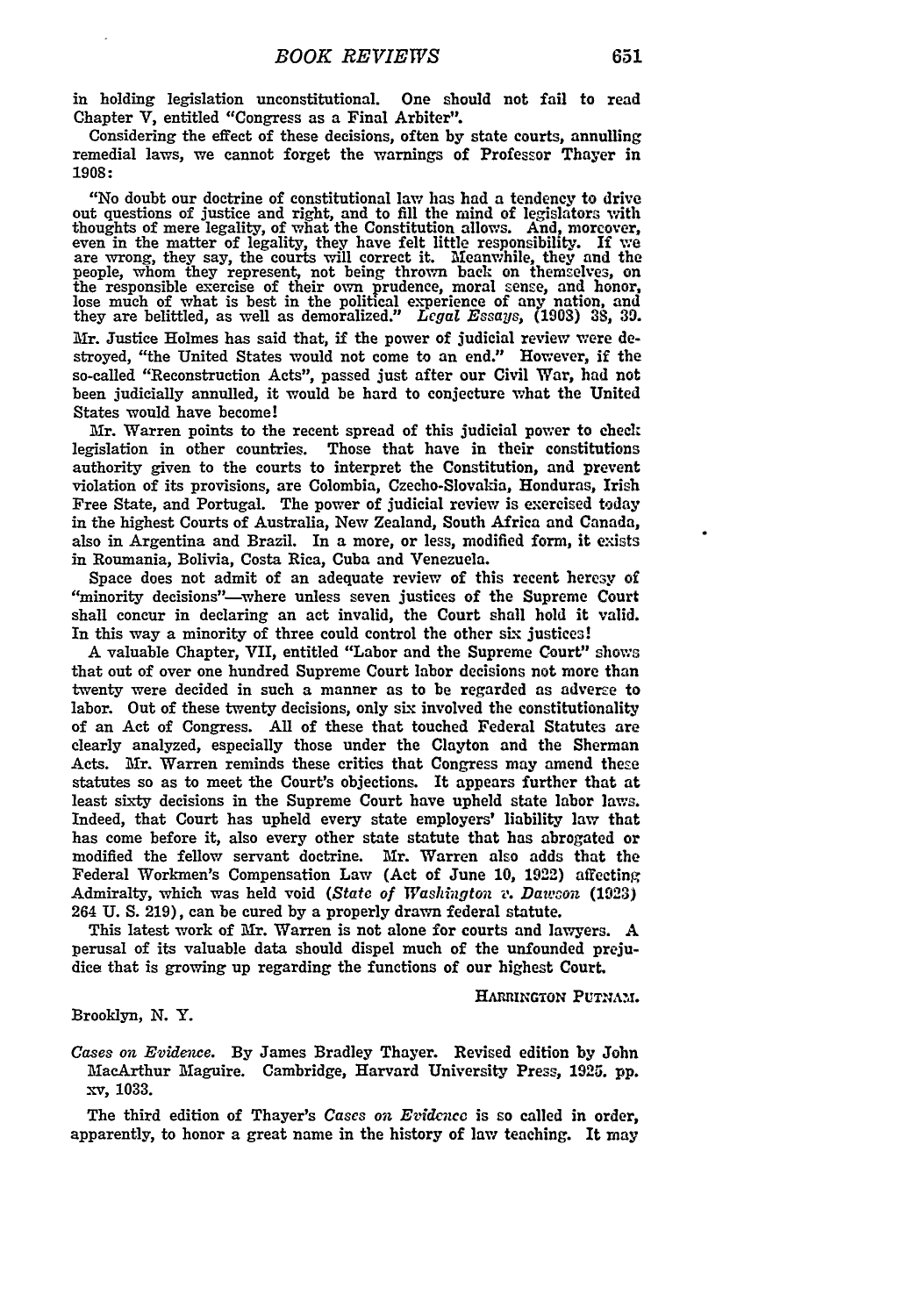in holding legislation unconstitutional. One should not fail to read Chapter V, entitled "Congress as a Final Arbiter".

Considering the effect of these decisions, often by state courts, annulling remedial laws, we cannot forget the warnings of Professor Thayer in 1908:

> "No doubt our doctrine of constitutional law has had a tendency to drive out questions of justice and right, and to fill the mind of legislators with thoughts of mere legality, of what the Constitution allows. And, moreover, even in the matter of legality, they have felt little responsibility. If we are wrong, they say, the courts will correct it. Meanwhile, they and the people, whom they represent, not being thrown back on themselves, on the responsible exercise of their own prudence, moral sense, and honor, lose much of what is best in the political experience of any nation, and they are belittled, as well as demoralized." *Legal Essays*, (1908) 38, 39.

Mr. Justice Holmes has said that, if the power of judicial review were destroyed, "the United States would not come to an end." However, if the so-called "Reconstruction Acts", passed just after our Civil War, had not been judicially annulled, it would be hard to conjecture what the United States would have become!

Mr. Warren points to the recent spread of this judicial power to check legislation in other countries. Those that have in their constitutions authority given to the courts to interpret the Constitution, and prevent violation of its provisions, are Colombia, Czecho-Slovakia, Honduras, Irish Free State, and Portugal. The power of judicial review is exercised today in the highest Courts of Australia, New Zealand, South Africa and Canada, also in Argentina and Brazil. In a more, or less, modified form, it exists in Roumania, Bolivia, Costa Rica, Cuba and Venezuela.

Space does not admit of an adequate review of this recent heresy of "minority decisions"—where unless seven justices of the Supreme Court shall concur in declaring an act invalid, the Court shall hold it valid. In this way a minority of three could control the other six justices!

A valuable Chapter, VII, entitled "Labor and the Supreme Court" shows that out of over one hundred Supreme Court labor decisions not more than twenty were decided in such a manner as to be regarded as adverse to labor. Out of these twenty decisions, only six involved the constitutionality of an Act of Congress. All of these that touched Federal Statutes are clearly analyzed, especially those under the Clayton and the Sherman Acts. Mr. Warren reminds these critics that Congress may amend these statutes so as to meet the Court's objections. It appears further that at least sixty decisions in the Supreme Court have upheld state labor laws. Indeed, that Court has upheld every state employers' liability law that has come before it, also every other state statute that has abrogated or modified the fellow servant doctrine. Mr. Warren also adds that the Federal Workmen's Compensation Law (Act of June 10, 1922) affecting Admiralty, which was held void (*State of Washington v. Dawson* (1923) 264 U. S. 219), can be cured by a properly drawn federal statute.

This latest work of Mr. Warren is not alone for courts and lawyers. A perusal of its valuable data should dispel much of the unfounded prejudice that is growing up regarding the functions of our highest Court.

HARRINGTON PUTNAM.

Brooklyn, N. Y.

*Cases on Evidence*. By James Bradley Thayer. Revised edition by John MacArthur Maguire. Cambridge, Harvard University Press, 1925. pp. xv, 1033.

The third edition of Thayer's *Cases on Evidence* is so called in order, apparently, to honor a great name in the history of law teaching. It may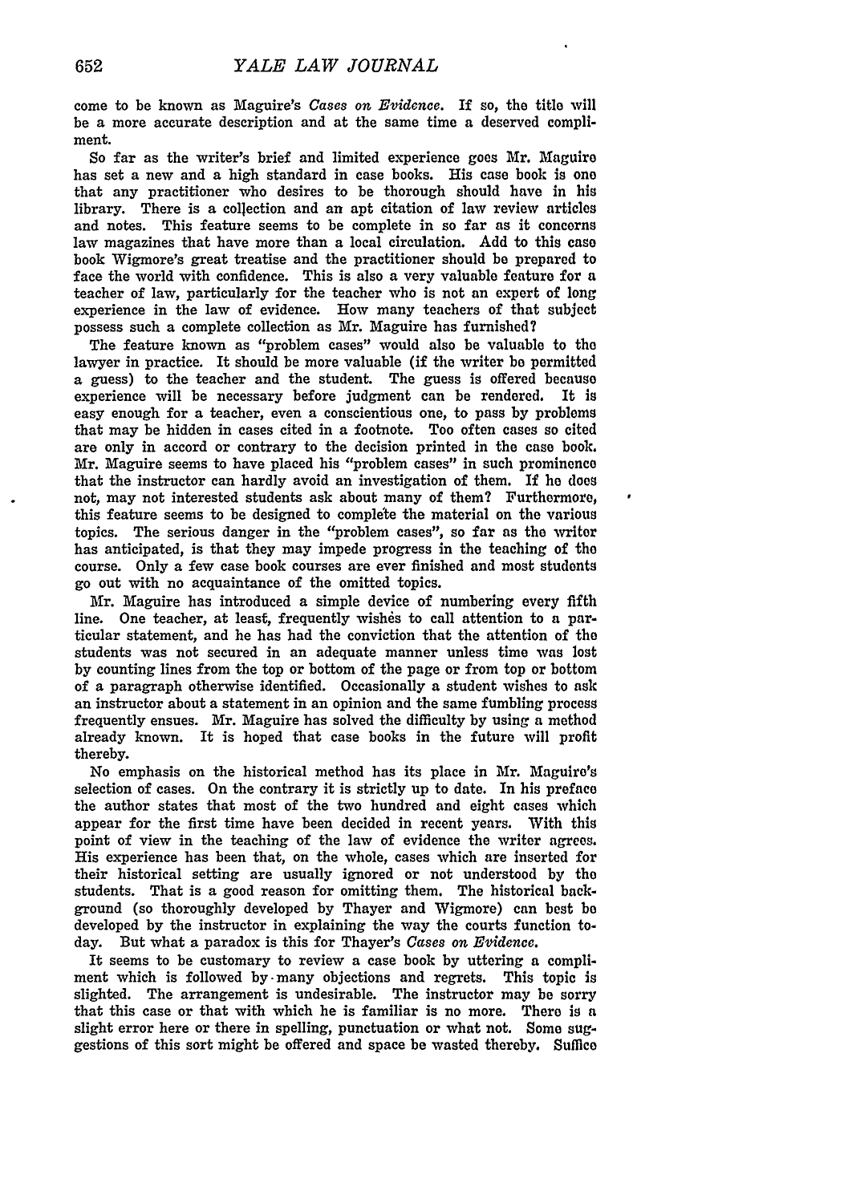come to be known as Maguire's *Cases on Evidence*. If so, the title will be a more accurate description and at the same time a deserved compliment.

So far as the writer's brief and limited experience goes Mr. Maguire has set a new and a high standard in case books. His case book is one that any practitioner who desires to be thorough should have in his library. There is a collection and an apt citation of law review articles and notes. This feature seems to be complete in so far as it concerns law magazines that have more than a local circulation. Add to this case book Wigmore's great treatise and the practitioner should be prepared to face the world with confidence. This is also a very valuable feature for a teacher of law, particularly for the teacher who is not an expert of long experience in the law of evidence. How many teachers of that subject possess such a complete collection as Mr. Maguire has furnished?

The feature known as "problem cases" would also be valuable to the lawyer in practice. It should be more valuable (if the writer be permitted a guess) to the teacher and the student. The guess is offered because experience will be necessary before judgment can be rendered. It is easy enough for a teacher, even a conscientious one, to pass by problems that may be hidden in cases cited in a footnote. Too often cases so cited are only in accord or contrary to the decision printed in the case book. Mr. Maguire seems to have placed his "problem cases" in such prominence that the instructor can hardly avoid an investigation of them. If he does not, may not interested students ask about many of them? Furthermore, this feature seems to be designed to complete the material on the various topics. The serious danger in the "problem cases", so far as the writer has anticipated, is that they may impede progress in the teaching of the course. Only a few case book courses are ever finished and most students go out with no acquaintance of the omitted topics.

Mr. Maguire has introduced a simple device of numbering every fifth line. One teacher, at least, frequently wishes to call attention to a particular statement, and he has had the conviction that the attention of the students was not secured in an adequate manner unless time was lost by counting lines from the top or bottom of the page or from top or bottom of a paragraph otherwise identified. Occasionally a student wishes to ask an instructor about a statement in an opinion and the same fumbling process frequently ensues. Mr. Maguire has solved the difficulty by using a method already known. It is hoped that case books in the future will profit thereby.

No emphasis on the historical method has its place in Mr. Maguire's selection of cases. On the contrary it is strictly up to date. In his preface the author states that most of the two hundred and eight cases which appear for the first time have been decided in recent years. With this point of view in the teaching of the law of evidence the writer agrees. His experience has been that, on the whole, cases which are inserted for their historical setting are usually ignored or not understood by the students. That is a good reason for omitting them. The historical background (so thoroughly developed by Thayer and Wigmore) can best be developed by the instructor in explaining the way the courts function today. But what a paradox is this for Thayer's *Cases on Evidence*.

It seems to be customary to review a case book by uttering a compliment which is followed by many objections and regrets. This topic is slighted. The arrangement is undesirable. The instructor may be sorry that this case or that with which he is familiar is no more. There is a slight error here or there in spelling, punctuation or what not. Some suggestions of this sort might be offered and space be wasted thereby. Suffice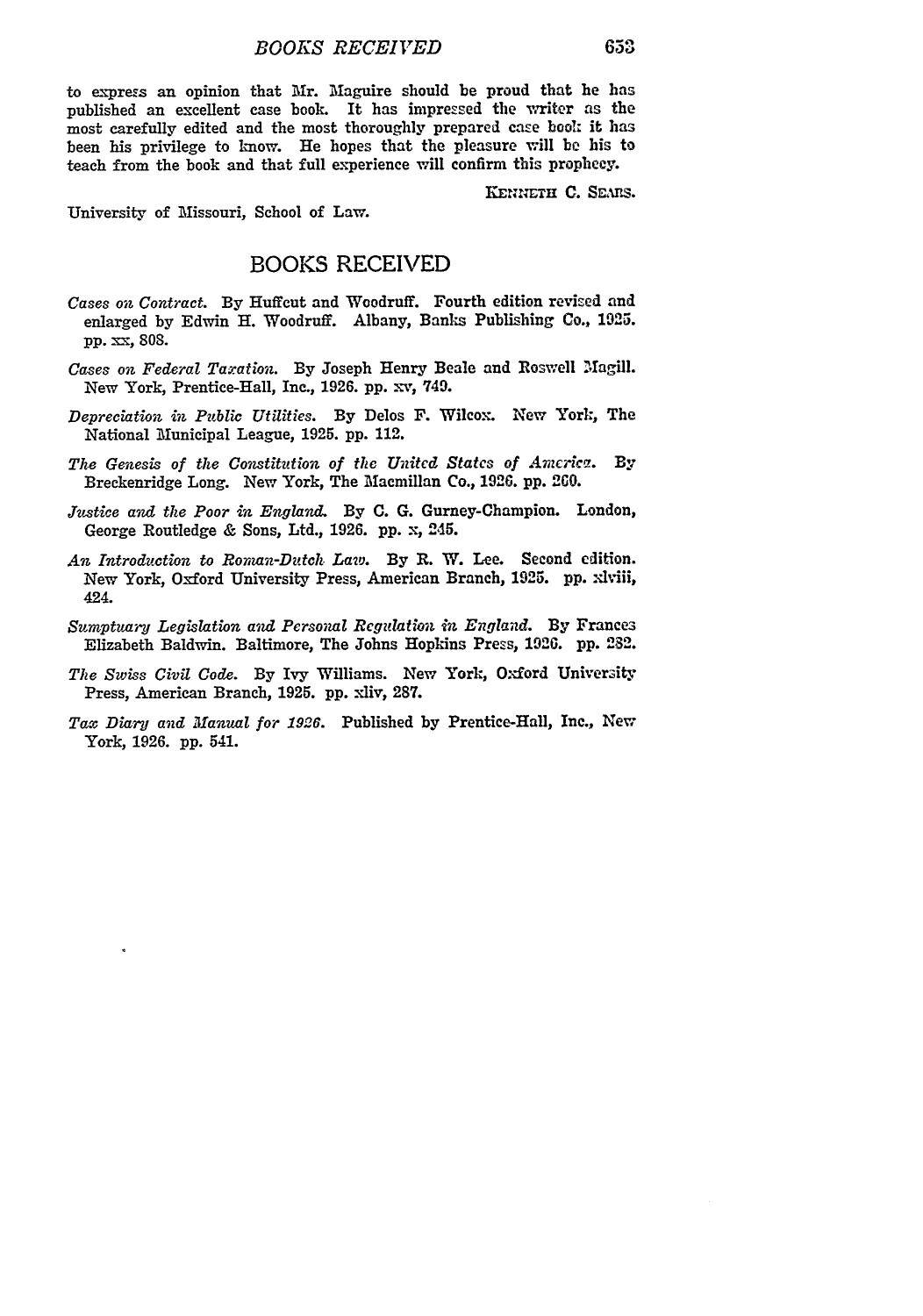to express an opinion that Mr. Maguire should be proud that he has published an excellent case book. It has impressed the writer as the most carefully edited and the most thoroughly prepared case book it has been his privilege to know. He hopes that the pleasure will be his to teach from the book and that full experience will confirm this prophecy.

KENNETH C. SEARS.

University of Missouri, School of Law.

## BOOKS RECEIVED

*Cases on Contract.* By Huffcut and Woodruff. Fourth edition revised and enlarged by Edwin H. Woodruff. Albany, Banks Publishing Co., 1925. pp. xx, 808.

*Cases on Federal Taxation.* By Joseph Henry Beale and Roswell Magill. New York, Prentice-Hall, Inc., 1926. pp. xv, 749.

*Depreciation in Public Utilities.* By Delos F. Wilcox. New York, The National Municipal League, 1925. pp. 112.

*The Genesis of the Constitution of the United States of America.* By Breckenridge Long. New York, The Macmillan Co., 1926. pp. 260.

*Justice and the Poor in England.* By C. G. Gurney-Champion. London, George Routledge & Sons, Ltd., 1926. pp. x, 245.

*An Introduction to Roman-Dutch Law.* By R. W. Lee. Second edition. New York, Oxford University Press, American Branch, 1925. pp. xlviii, 424.

*Sumptuary Legislation and Personal Regulation in England.* By Frances Elizabeth Baldwin. Baltimore, The Johns Hopkins Press, 1926. pp. 282.

*The Swiss Civil Code.* By Ivy Williams. New York, Oxford University Press, American Branch, 1925. pp. xliv, 287.

*Tax Diary and Manual for 1926.* Published by Prentice-Hall, Inc., New York, 1926. pp. 541.